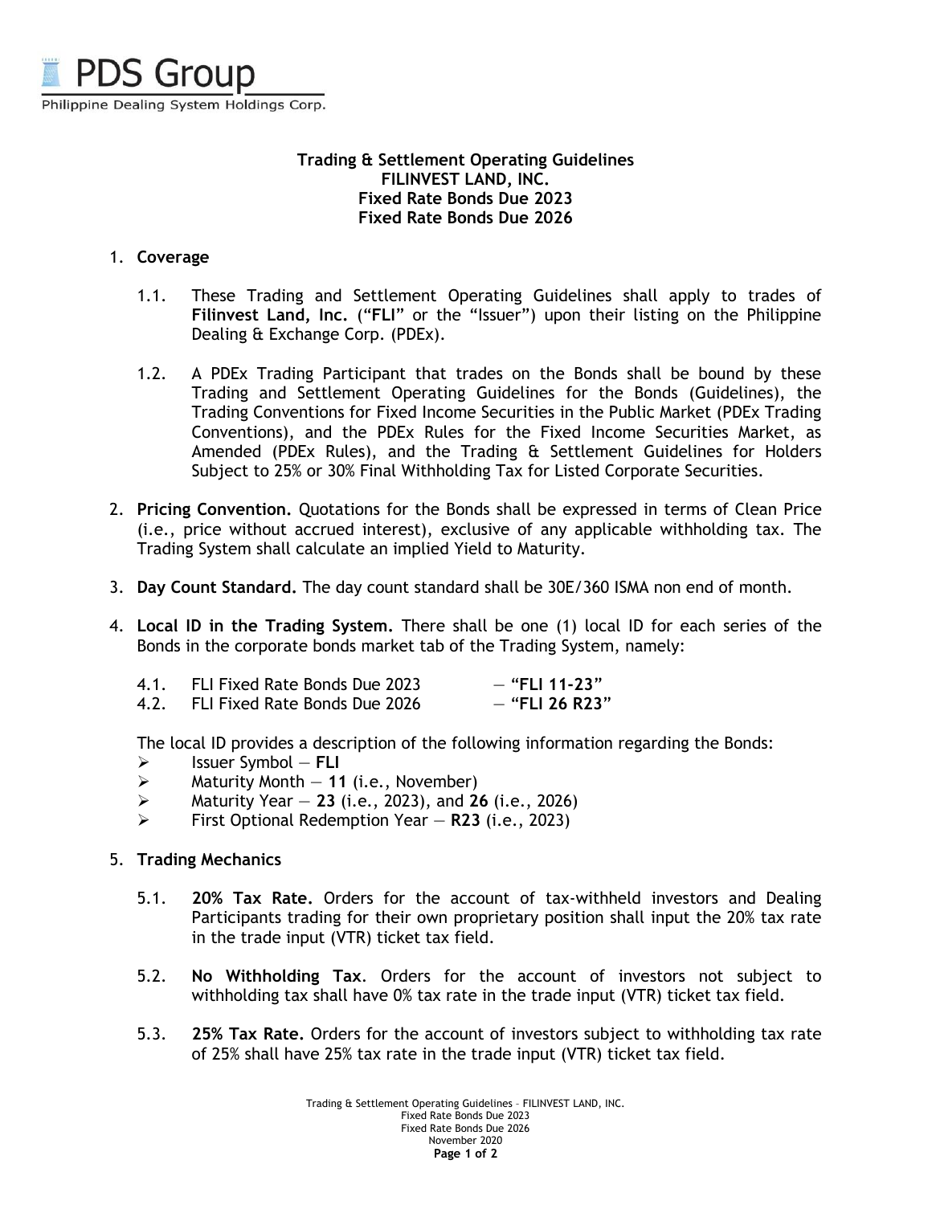PDS Group

Philippine Dealing System Holdings Corp.

**Trading & Settlement Operating Guidelines**
**FILINVEST LAND, INC.**
**Fixed Rate Bonds Due 2023**
**Fixed Rate Bonds Due 2026**

1. **Coverage**

   1.1. These Trading and Settlement Operating Guidelines shall apply to trades of **Filinvest Land, Inc.** ("**FLI**" or the "Issuer") upon their listing on the Philippine Dealing & Exchange Corp. (PDEx).

   1.2. A PDEx Trading Participant that trades on the Bonds shall be bound by these Trading and Settlement Operating Guidelines for the Bonds (Guidelines), the Trading Conventions for Fixed Income Securities in the Public Market (PDEx Trading Conventions), and the PDEx Rules for the Fixed Income Securities Market, as Amended (PDEx Rules), and the Trading & Settlement Guidelines for Holders Subject to 25% or 30% Final Withholding Tax for Listed Corporate Securities.

2. **Pricing Convention.** Quotations for the Bonds shall be expressed in terms of Clean Price (i.e., price without accrued interest), exclusive of any applicable withholding tax. The Trading System shall calculate an implied Yield to Maturity.

3. **Day Count Standard.** The day count standard shall be 30E/360 ISMA non end of month.

4. **Local ID in the Trading System.** There shall be one (1) local ID for each series of the Bonds in the corporate bonds market tab of the Trading System, namely:

   4.1. FLI Fixed Rate Bonds Due 2023 — "**FLI 11-23**"
   4.2. FLI Fixed Rate Bonds Due 2026 — "**FLI 26 R23**"

   The local ID provides a description of the following information regarding the Bonds:
   - Issuer Symbol — **FLI**
   - Maturity Month — **11** (i.e., November)
   - Maturity Year — **23** (i.e., 2023), and **26** (i.e., 2026)
   - First Optional Redemption Year — **R23** (i.e., 2023)

5. **Trading Mechanics**

   5.1. **20% Tax Rate.** Orders for the account of tax-withheld investors and Dealing Participants trading for their own proprietary position shall input the 20% tax rate in the trade input (VTR) ticket tax field.

   5.2. **No Withholding Tax**. Orders for the account of investors not subject to withholding tax shall have 0% tax rate in the trade input (VTR) ticket tax field.

   5.3. **25% Tax Rate.** Orders for the account of investors subject to withholding tax rate of 25% shall have 25% tax rate in the trade input (VTR) ticket tax field.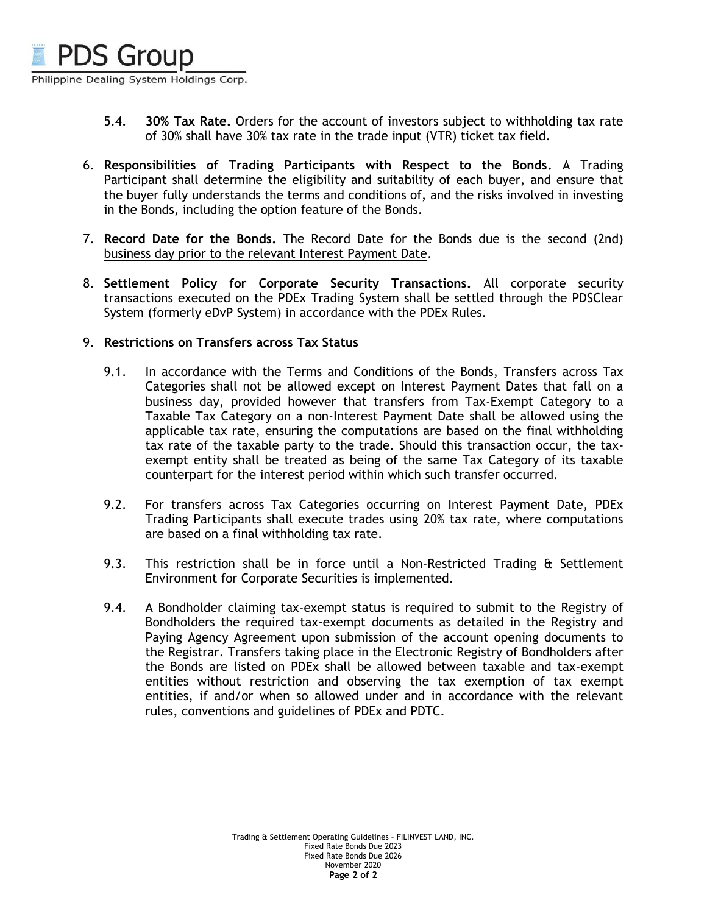5.4. **30% Tax Rate.** Orders for the account of investors subject to withholding tax rate of 30% shall have 30% tax rate in the trade input (VTR) ticket tax field.

6. **Responsibilities of Trading Participants with Respect to the Bonds.** A Trading Participant shall determine the eligibility and suitability of each buyer, and ensure that the buyer fully understands the terms and conditions of, and the risks involved in investing in the Bonds, including the option feature of the Bonds.

7. **Record Date for the Bonds.** The Record Date for the Bonds due is the second (2nd) business day prior to the relevant Interest Payment Date.

8. **Settlement Policy for Corporate Security Transactions.** All corporate security transactions executed on the PDEx Trading System shall be settled through the PDSClear System (formerly eDvP System) in accordance with the PDEx Rules.

9. **Restrictions on Transfers across Tax Status**

   9.1. In accordance with the Terms and Conditions of the Bonds, Transfers across Tax Categories shall not be allowed except on Interest Payment Dates that fall on a business day, provided however that transfers from Tax-Exempt Category to a Taxable Tax Category on a non-Interest Payment Date shall be allowed using the applicable tax rate, ensuring the computations are based on the final withholding tax rate of the taxable party to the trade. Should this transaction occur, the tax-exempt entity shall be treated as being of the same Tax Category of its taxable counterpart for the interest period within which such transfer occurred.

   9.2. For transfers across Tax Categories occurring on Interest Payment Date, PDEx Trading Participants shall execute trades using 20% tax rate, where computations are based on a final withholding tax rate.

   9.3. This restriction shall be in force until a Non-Restricted Trading & Settlement Environment for Corporate Securities is implemented.

   9.4. A Bondholder claiming tax-exempt status is required to submit to the Registry of Bondholders the required tax-exempt documents as detailed in the Registry and Paying Agency Agreement upon submission of the account opening documents to the Registrar. Transfers taking place in the Electronic Registry of Bondholders after the Bonds are listed on PDEx shall be allowed between taxable and tax-exempt entities without restriction and observing the tax exemption of tax exempt entities, if and/or when so allowed under and in accordance with the relevant rules, conventions and guidelines of PDEx and PDTC.